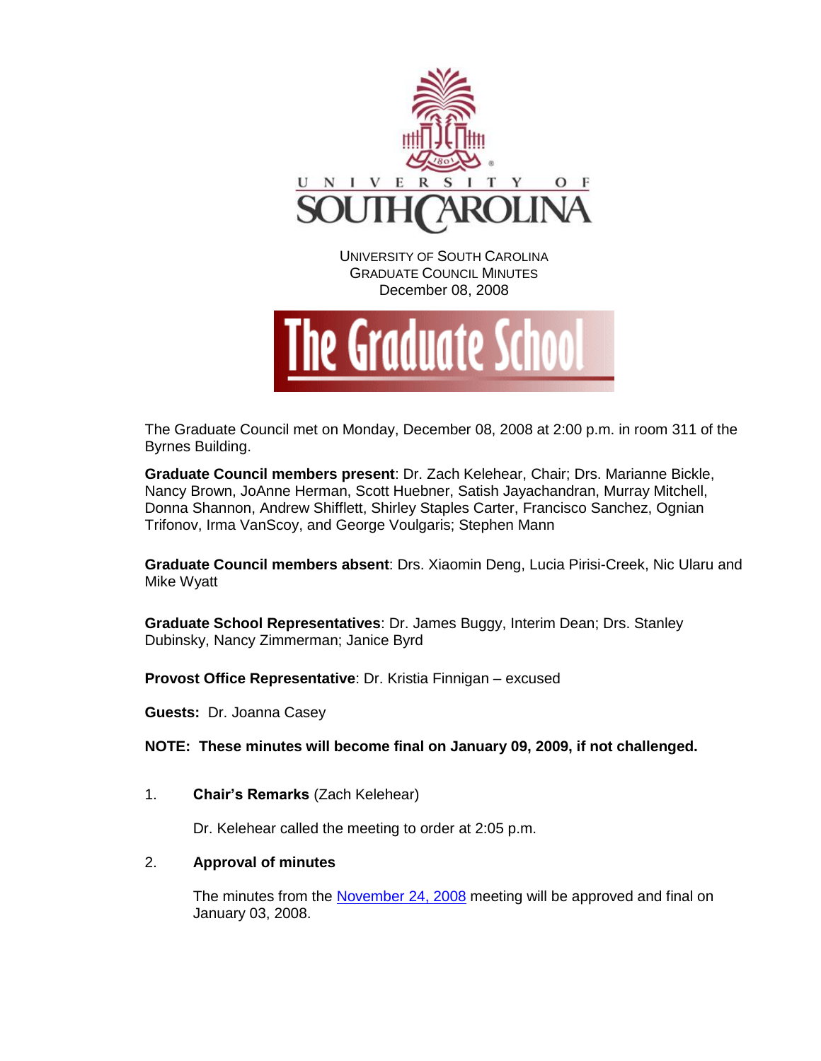UNIVERSITY OF SOUTH CAROLINA
GRADUATE COUNCIL MINUTES
December 08, 2008

The Graduate Council met on Monday, December 08, 2008 at 2:00 p.m. in room 311 of the Byrnes Building.

**Graduate Council members present**: Dr. Zach Kelehear, Chair; Drs. Marianne Bickle, Nancy Brown, JoAnne Herman, Scott Huebner, Satish Jayachandran, Murray Mitchell, Donna Shannon, Andrew Shifflett, Shirley Staples Carter, Francisco Sanchez, Ognian Trifonov, Irma VanScoy, and George Voulgaris; Stephen Mann

**Graduate Council members absent**: Drs. Xiaomin Deng, Lucia Pirisi-Creek, Nic Ularu and Mike Wyatt

**Graduate School Representatives**: Dr. James Buggy, Interim Dean; Drs. Stanley Dubinsky, Nancy Zimmerman; Janice Byrd

**Provost Office Representative**: Dr. Kristia Finnigan – excused

**Guests:** Dr. Joanna Casey

**NOTE: These minutes will become final on January 09, 2009, if not challenged.**

1. **Chair's Remarks** (Zach Kelehear)

   Dr. Kelehear called the meeting to order at 2:05 p.m.

2. **Approval of minutes**

   The minutes from the November 24, 2008 meeting will be approved and final on January 03, 2008.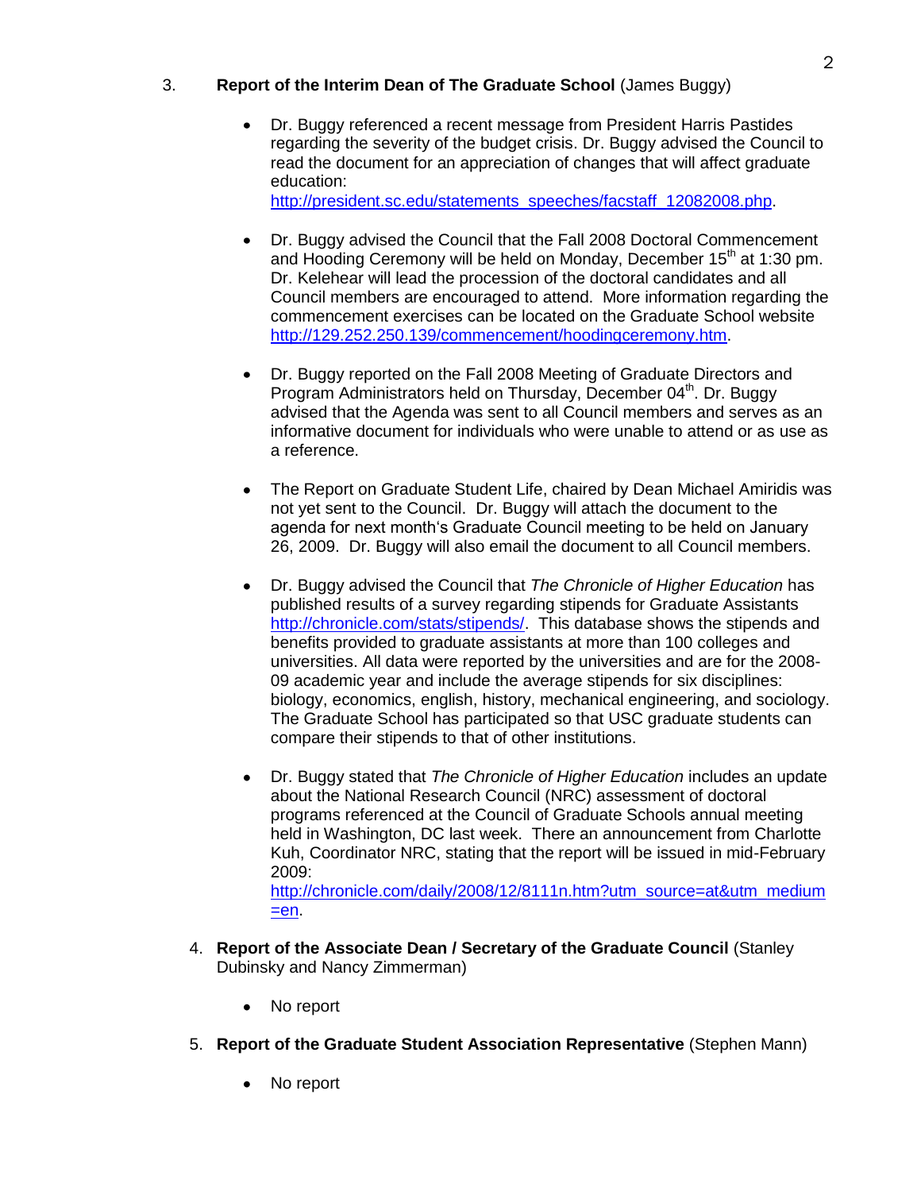3. **Report of the Interim Dean of The Graduate School** (James Buggy)

- Dr. Buggy referenced a recent message from President Harris Pastides regarding the severity of the budget crisis. Dr. Buggy advised the Council to read the document for an appreciation of changes that will affect graduate education: http://president.sc.edu/statements_speeches/facstaff_12082008.php.

- Dr. Buggy advised the Council that the Fall 2008 Doctoral Commencement and Hooding Ceremony will be held on Monday, December 15th at 1:30 pm. Dr. Kelehear will lead the procession of the doctoral candidates and all Council members are encouraged to attend. More information regarding the commencement exercises can be located on the Graduate School website http://129.252.250.139/commencement/hoodingceremony.htm.

- Dr. Buggy reported on the Fall 2008 Meeting of Graduate Directors and Program Administrators held on Thursday, December 04th. Dr. Buggy advised that the Agenda was sent to all Council members and serves as an informative document for individuals who were unable to attend or as use as a reference.

- The Report on Graduate Student Life, chaired by Dean Michael Amiridis was not yet sent to the Council. Dr. Buggy will attach the document to the agenda for next month's Graduate Council meeting to be held on January 26, 2009. Dr. Buggy will also email the document to all Council members.

- Dr. Buggy advised the Council that *The Chronicle of Higher Education* has published results of a survey regarding stipends for Graduate Assistants http://chronicle.com/stats/stipends/. This database shows the stipends and benefits provided to graduate assistants at more than 100 colleges and universities. All data were reported by the universities and are for the 2008-09 academic year and include the average stipends for six disciplines: biology, economics, english, history, mechanical engineering, and sociology. The Graduate School has participated so that USC graduate students can compare their stipends to that of other institutions.

- Dr. Buggy stated that *The Chronicle of Higher Education* includes an update about the National Research Council (NRC) assessment of doctoral programs referenced at the Council of Graduate Schools annual meeting held in Washington, DC last week. There an announcement from Charlotte Kuh, Coordinator NRC, stating that the report will be issued in mid-February 2009: http://chronicle.com/daily/2008/12/8111n.htm?utm_source=at&utm_medium=en.

4. **Report of the Associate Dean / Secretary of the Graduate Council** (Stanley Dubinsky and Nancy Zimmerman)

   - No report

5. **Report of the Graduate Student Association Representative** (Stephen Mann)

   - No report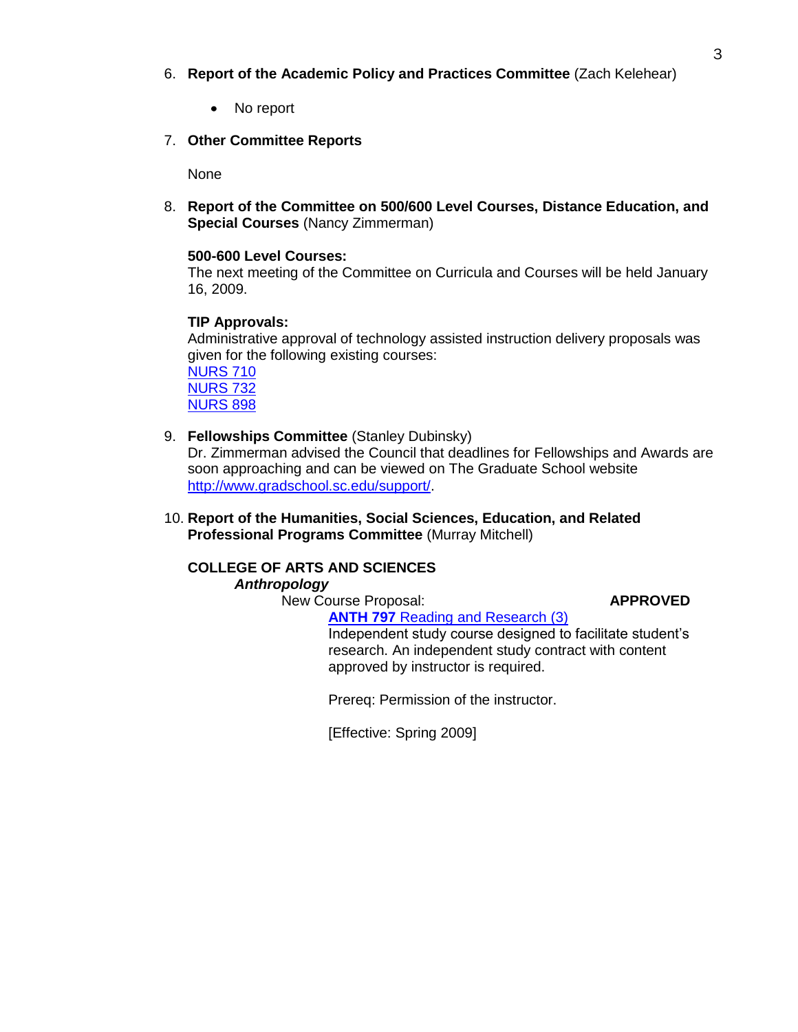6. **Report of the Academic Policy and Practices Committee** (Zach Kelehear)

   - No report

7. **Other Committee Reports**

   None

8. **Report of the Committee on 500/600 Level Courses, Distance Education, and Special Courses** (Nancy Zimmerman)

   **500-600 Level Courses:**
   The next meeting of the Committee on Curricula and Courses will be held January 16, 2009.

   **TIP Approvals:**
   Administrative approval of technology assisted instruction delivery proposals was given for the following existing courses:
   NURS 710
   NURS 732
   NURS 898

9. **Fellowships Committee** (Stanley Dubinsky)
   Dr. Zimmerman advised the Council that deadlines for Fellowships and Awards are soon approaching and can be viewed on The Graduate School website http://www.gradschool.sc.edu/support/.

10. **Report of the Humanities, Social Sciences, Education, and Related Professional Programs Committee** (Murray Mitchell)

**COLLEGE OF ARTS AND SCIENCES**

***Anthropology***

New Course Proposal: **APPROVED**

**ANTH 797** Reading and Research (3)
Independent study course designed to facilitate student's research. An independent study contract with content approved by instructor is required.

Prereq: Permission of the instructor.

[Effective: Spring 2009]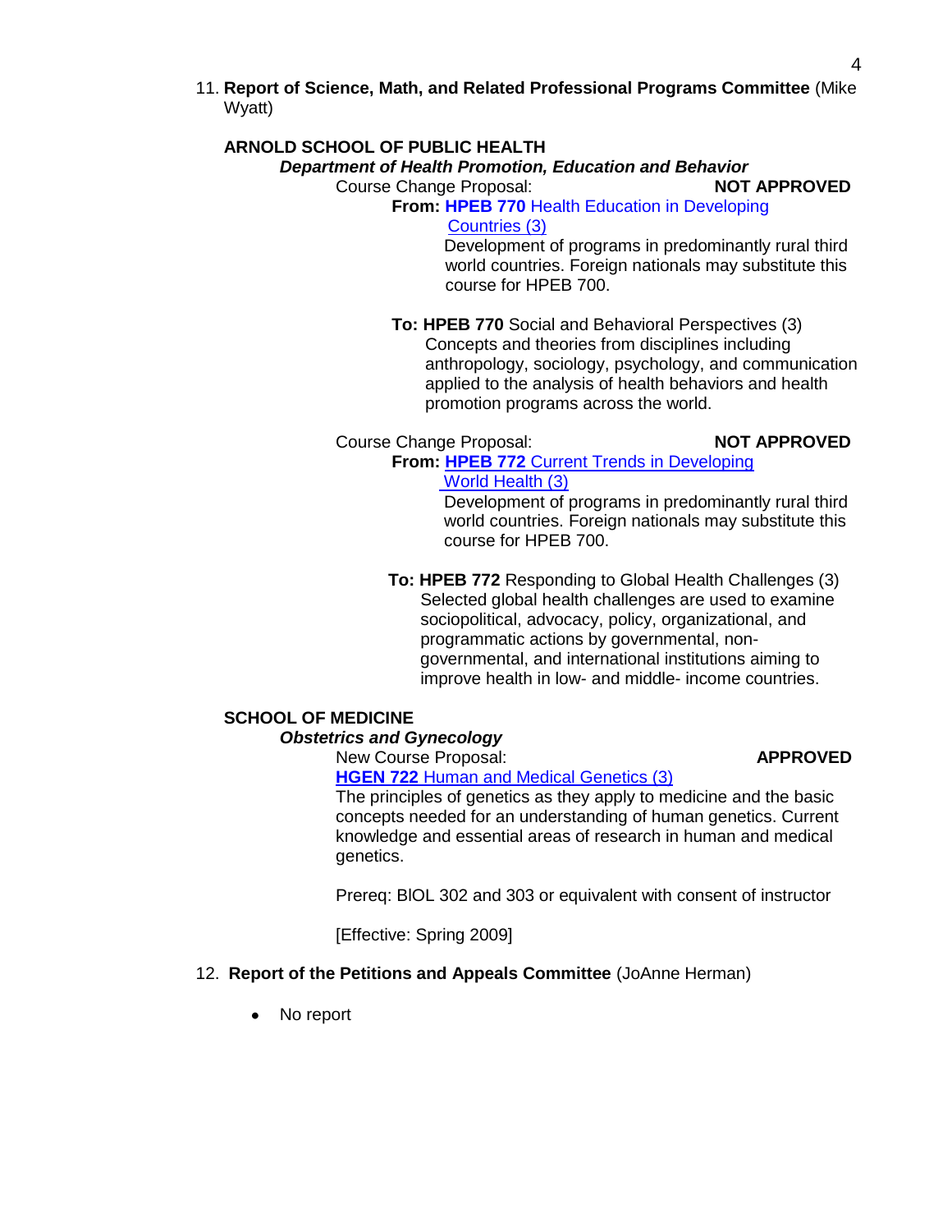11. **Report of Science, Math, and Related Professional Programs Committee** (Mike Wyatt)

**ARNOLD SCHOOL OF PUBLIC HEALTH**

***Department of Health Promotion, Education and Behavior***

Course Change Proposal: **NOT APPROVED**

**From: HPEB 770** Health Education in Developing Countries (3)
Development of programs in predominantly rural third world countries. Foreign nationals may substitute this course for HPEB 700.

**To: HPEB 770** Social and Behavioral Perspectives (3)
Concepts and theories from disciplines including anthropology, sociology, psychology, and communication applied to the analysis of health behaviors and health promotion programs across the world.

Course Change Proposal: **NOT APPROVED**

**From: HPEB 772** Current Trends in Developing World Health (3)
Development of programs in predominantly rural third world countries. Foreign nationals may substitute this course for HPEB 700.

**To: HPEB 772** Responding to Global Health Challenges (3)
Selected global health challenges are used to examine sociopolitical, advocacy, policy, organizational, and programmatic actions by governmental, non-governmental, and international institutions aiming to improve health in low- and middle- income countries.

**SCHOOL OF MEDICINE**

***Obstetrics and Gynecology***

New Course Proposal: **APPROVED**

**HGEN 722** Human and Medical Genetics (3)
The principles of genetics as they apply to medicine and the basic concepts needed for an understanding of human genetics. Current knowledge and essential areas of research in human and medical genetics.

Prereq: BIOL 302 and 303 or equivalent with consent of instructor

[Effective: Spring 2009]

12. **Report of the Petitions and Appeals Committee** (JoAnne Herman)

- No report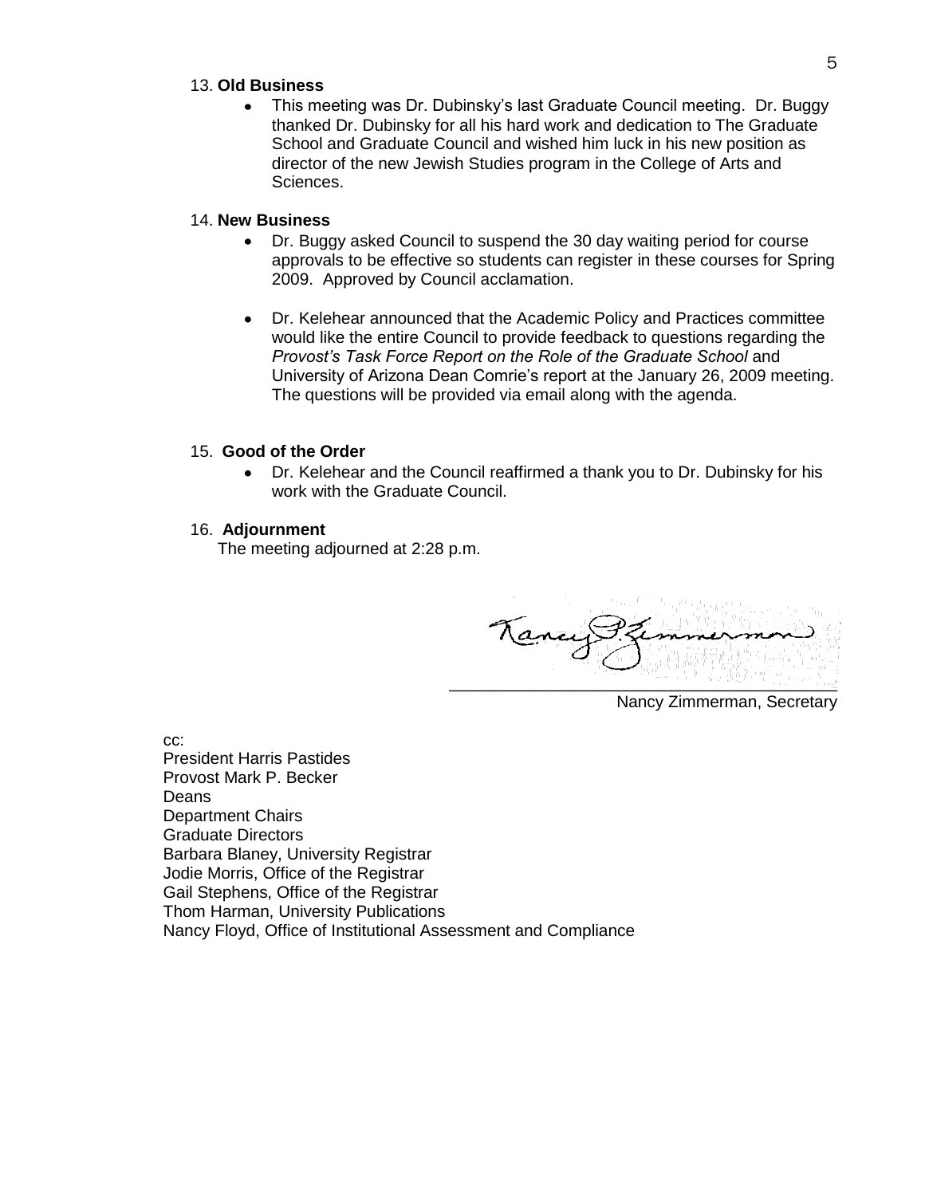13. **Old Business**

- This meeting was Dr. Dubinsky's last Graduate Council meeting. Dr. Buggy thanked Dr. Dubinsky for all his hard work and dedication to The Graduate School and Graduate Council and wished him luck in his new position as director of the new Jewish Studies program in the College of Arts and Sciences.

14. **New Business**

- Dr. Buggy asked Council to suspend the 30 day waiting period for course approvals to be effective so students can register in these courses for Spring 2009. Approved by Council acclamation.
- Dr. Kelehear announced that the Academic Policy and Practices committee would like the entire Council to provide feedback to questions regarding the *Provost's Task Force Report on the Role of the Graduate School* and University of Arizona Dean Comrie's report at the January 26, 2009 meeting. The questions will be provided via email along with the agenda.

15. **Good of the Order**

- Dr. Kelehear and the Council reaffirmed a thank you to Dr. Dubinsky for his work with the Graduate Council.

16. **Adjournment**

The meeting adjourned at 2:28 p.m.

Nancy Zimmerman, Secretary

cc:
President Harris Pastides
Provost Mark P. Becker
Deans
Department Chairs
Graduate Directors
Barbara Blaney, University Registrar
Jodie Morris, Office of the Registrar
Gail Stephens, Office of the Registrar
Thom Harman, University Publications
Nancy Floyd, Office of Institutional Assessment and Compliance